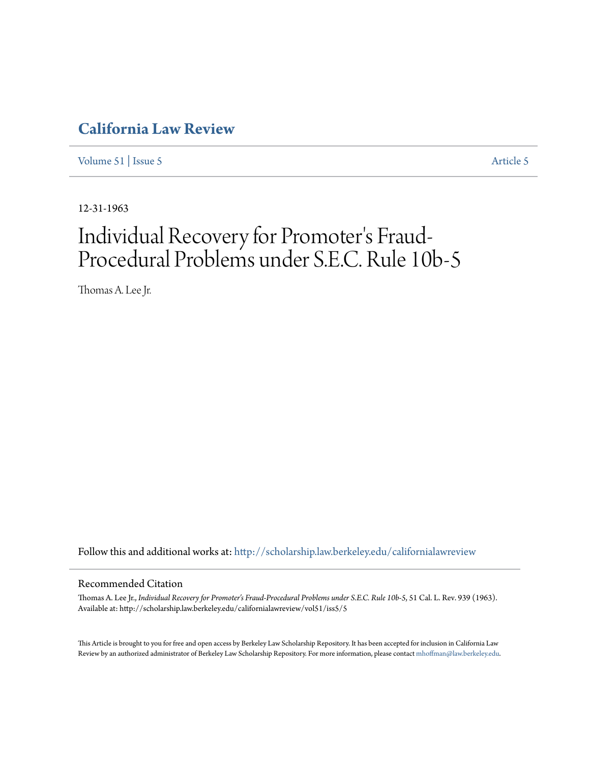# California Law Review

Volume 51 | Issue 5 Article 5

12-31-1963

# Individual Recovery for Promoter's Fraud-Procedural Problems under S.E.C. Rule 10b-5

Thomas A. Lee Jr.

Follow this and additional works at: http://scholarship.law.berkeley.edu/californialawreview

## Recommended Citation

Thomas A. Lee Jr., *Individual Recovery for Promoter's Fraud-Procedural Problems under S.E.C. Rule 10b-5*, 51 Cal. L. Rev. 939 (1963).
Available at: http://scholarship.law.berkeley.edu/californialawreview/vol51/iss5/5

This Article is brought to you for free and open access by Berkeley Law Scholarship Repository. It has been accepted for inclusion in California Law Review by an authorized administrator of Berkeley Law Scholarship Repository. For more information, please contact mhoffman@law.berkeley.edu.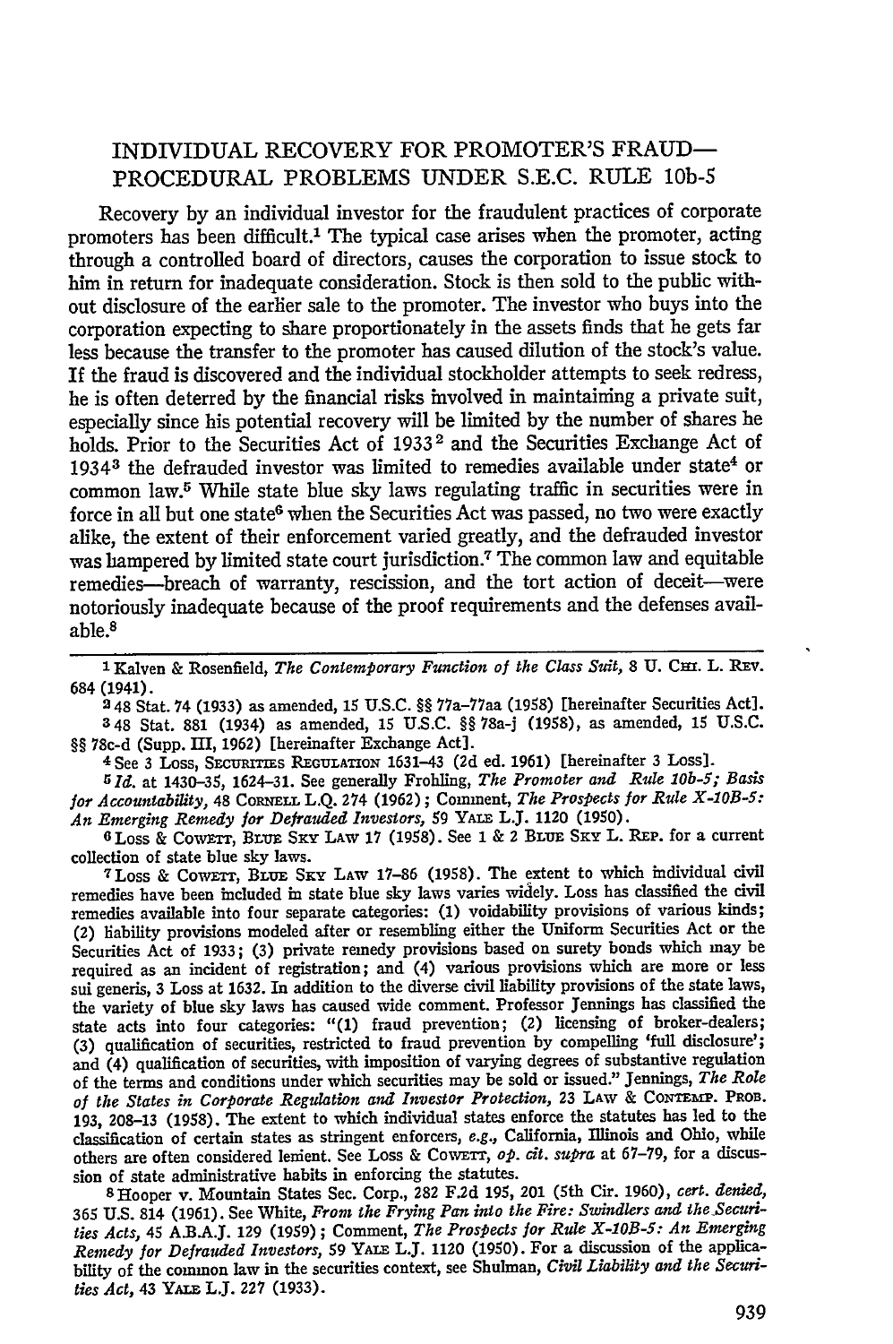# INDIVIDUAL RECOVERY FOR PROMOTER'S FRAUD—PROCEDURAL PROBLEMS UNDER S.E.C. RULE 10b-5

Recovery by an individual investor for the fraudulent practices of corporate promoters has been difficult.[1] The typical case arises when the promoter, acting through a controlled board of directors, causes the corporation to issue stock to him in return for inadequate consideration. Stock is then sold to the public without disclosure of the earlier sale to the promoter. The investor who buys into the corporation expecting to share proportionately in the assets finds that he gets far less because the transfer to the promoter has caused dilution of the stock's value. If the fraud is discovered and the individual stockholder attempts to seek redress, he is often deterred by the financial risks involved in maintaining a private suit, especially since his potential recovery will be limited by the number of shares he holds. Prior to the Securities Act of 1933[2] and the Securities Exchange Act of 1934[3] the defrauded investor was limited to remedies available under state[4] or common law.[5] While state blue sky laws regulating traffic in securities were in force in all but one state[6] when the Securities Act was passed, no two were exactly alike, the extent of their enforcement varied greatly, and the defrauded investor was hampered by limited state court jurisdiction.[7] The common law and equitable remedies—breach of warranty, rescission, and the tort action of deceit—were notoriously inadequate because of the proof requirements and the defenses available.[8]

---

[1] Kalven & Rosenfield, *The Contemporary Function of the Class Suit*, 8 U. CHI. L. REV. 684 (1941).

[2] 48 Stat. 74 (1933) as amended, 15 U.S.C. §§ 77a–77aa (1958) [hereinafter Securities Act].

[3] 48 Stat. 881 (1934) as amended, 15 U.S.C. §§ 78a-j (1958), as amended, 15 U.S.C. §§ 78c-d (Supp. III, 1962) [hereinafter Exchange Act].

[4] See 3 Loss, SECURITIES REGULATION 1631–43 (2d ed. 1961) [hereinafter 3 Loss].

[5] *Id.* at 1430–35, 1624–31. See generally Frohling, *The Promoter and Rule 10b-5; Basis for Accountability*, 48 CORNELL L.Q. 274 (1962); Comment, *The Prospects for Rule X-10B-5: An Emerging Remedy for Defrauded Investors*, 59 YALE L.J. 1120 (1950).

[6] Loss & COWETT, BLUE SKY LAW 17 (1958). See 1 & 2 BLUE SKY L. REP. for a current collection of state blue sky laws.

[7] Loss & COWETT, BLUE SKY LAW 17–86 (1958). The extent to which individual civil remedies have been included in state blue sky laws varies widely. Loss has classified the civil remedies available into four separate categories: (1) voidability provisions of various kinds; (2) liability provisions modeled after or resembling either the Uniform Securities Act or the Securities Act of 1933; (3) private remedy provisions based on surety bonds which may be required as an incident of registration; and (4) various provisions which are more or less sui generis, 3 Loss at 1632. In addition to the diverse civil liability provisions of the state laws, the variety of blue sky laws has caused wide comment. Professor Jennings has classified the state acts into four categories: "(1) fraud prevention; (2) licensing of broker-dealers; (3) qualification of securities, restricted to fraud prevention by compelling 'full disclosure'; and (4) qualification of securities, with imposition of varying degrees of substantive regulation of the terms and conditions under which securities may be sold or issued." Jennings, *The Role of the States in Corporate Regulation and Investor Protection*, 23 LAW & CONTEMP. PROB. 193, 208–13 (1958). The extent to which individual states enforce the statutes has led to the classification of certain states as stringent enforcers, *e.g.*, California, Illinois and Ohio, while others are often considered lenient. See Loss & COWETT, *op. cit. supra* at 67–79, for a discussion of state administrative habits in enforcing the statutes.

[8] Hooper v. Mountain States Sec. Corp., 282 F.2d 195, 201 (5th Cir. 1960), *cert. denied*, 365 U.S. 814 (1961). See White, *From the Frying Pan into the Fire: Swindlers and the Securities Acts*, 45 A.B.A.J. 129 (1959); Comment, *The Prospects for Rule X-10B-5: An Emerging Remedy for Defrauded Investors*, 59 YALE L.J. 1120 (1950). For a discussion of the applicability of the common law in the securities context, see Shulman, *Civil Liability and the Securities Act*, 43 YALE L.J. 227 (1933).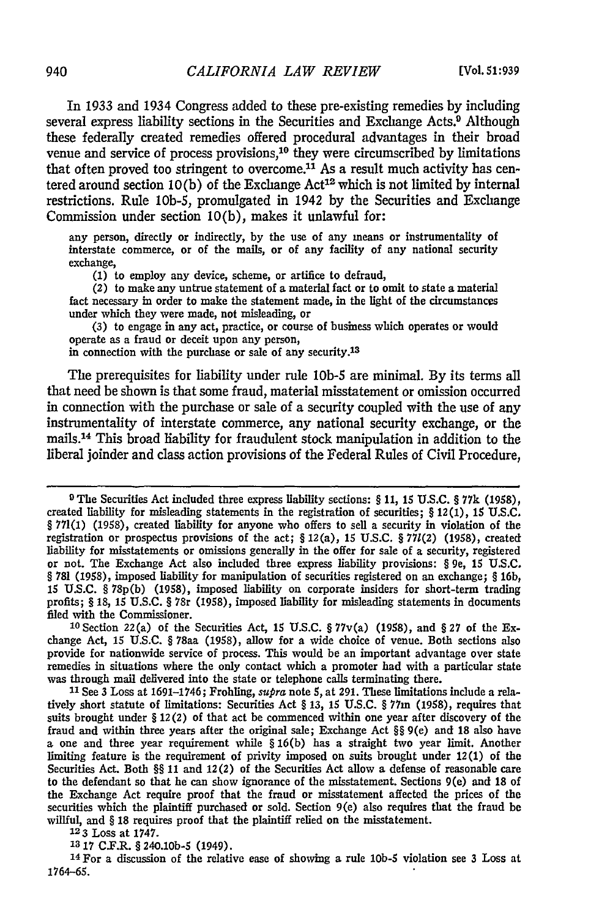In 1933 and 1934 Congress added to these pre-existing remedies by including several express liability sections in the Securities and Exchange Acts.[9] Although these federally created remedies offered procedural advantages in their broad venue and service of process provisions,[10] they were circumscribed by limitations that often proved too stringent to overcome.[11] As a result much activity has centered around section 10(b) of the Exchange Act[12] which is not limited by internal restrictions. Rule 10b-5, promulgated in 1942 by the Securities and Exchange Commission under section 10(b), makes it unlawful for:

> any person, directly or indirectly, by the use of any means or instrumentality of interstate commerce, or of the mails, or of any facility of any national security exchange,
>
> (1) to employ any device, scheme, or artifice to defraud,
>
> (2) to make any untrue statement of a material fact or to omit to state a material fact necessary in order to make the statement made, in the light of the circumstances under which they were made, not misleading, or
>
> (3) to engage in any act, practice, or course of business which operates or would operate as a fraud or deceit upon any person,
>
> in connection with the purchase or sale of any security.[13]

The prerequisites for liability under rule 10b-5 are minimal. By its terms all that need be shown is that some fraud, material misstatement or omission occurred in connection with the purchase or sale of a security coupled with the use of any instrumentality of interstate commerce, any national security exchange, or the mails.[14] This broad liability for fraudulent stock manipulation in addition to the liberal joinder and class action provisions of the Federal Rules of Civil Procedure,

---

[9] The Securities Act included three express liability sections: § 11, 15 U.S.C. § 77k (1958), created liability for misleading statements in the registration of securities; § 12(1), 15 U.S.C. § 77l(1) (1958), created liability for anyone who offers to sell a security in violation of the registration or prospectus provisions of the act; § 12(a), 15 U.S.C. § 77l(2) (1958), created liability for misstatements or omissions generally in the offer for sale of a security, registered or not. The Exchange Act also included three express liability provisions: § 9e, 15 U.S.C. § 78l (1958), imposed liability for manipulation of securities registered on an exchange; § 16b, 15 U.S.C. § 78p(b) (1958), imposed liability on corporate insiders for short-term trading profits; § 18, 15 U.S.C. § 78r (1958), imposed liability for misleading statements in documents filed with the Commissioner.

[10] Section 22(a) of the Securities Act, 15 U.S.C. § 77v(a) (1958), and § 27 of the Exchange Act, 15 U.S.C. § 78aa (1958), allow for a wide choice of venue. Both sections also provide for nationwide service of process. This would be an important advantage over state remedies in situations where the only contact which a promoter had with a particular state was through mail delivered into the state or telephone calls terminating there.

[11] See 3 Loss at 1691–1746; Frohling, *supra* note 5, at 291. These limitations include a relatively short statute of limitations: Securities Act § 13, 15 U.S.C. § 77m (1958), requires that suits brought under § 12(2) of that act be commenced within one year after discovery of the fraud and within three years after the original sale; Exchange Act §§ 9(e) and 18 also have a one and three year requirement while § 16(b) has a straight two year limit. Another limiting feature is the requirement of privity imposed on suits brought under 12(1) of the Securities Act. Both §§ 11 and 12(2) of the Securities Act allow a defense of reasonable care to the defendant so that he can show ignorance of the misstatement. Sections 9(e) and 18 of the Exchange Act require proof that the fraud or misstatement affected the prices of the securities which the plaintiff purchased or sold. Section 9(e) also requires that the fraud be willful, and § 18 requires proof that the plaintiff relied on the misstatement.

[12] 3 Loss at 1747.

[13] 17 C.F.R. § 240.10b-5 (1949).

[14] For a discussion of the relative ease of showing a rule 10b-5 violation see 3 Loss at 1764–65.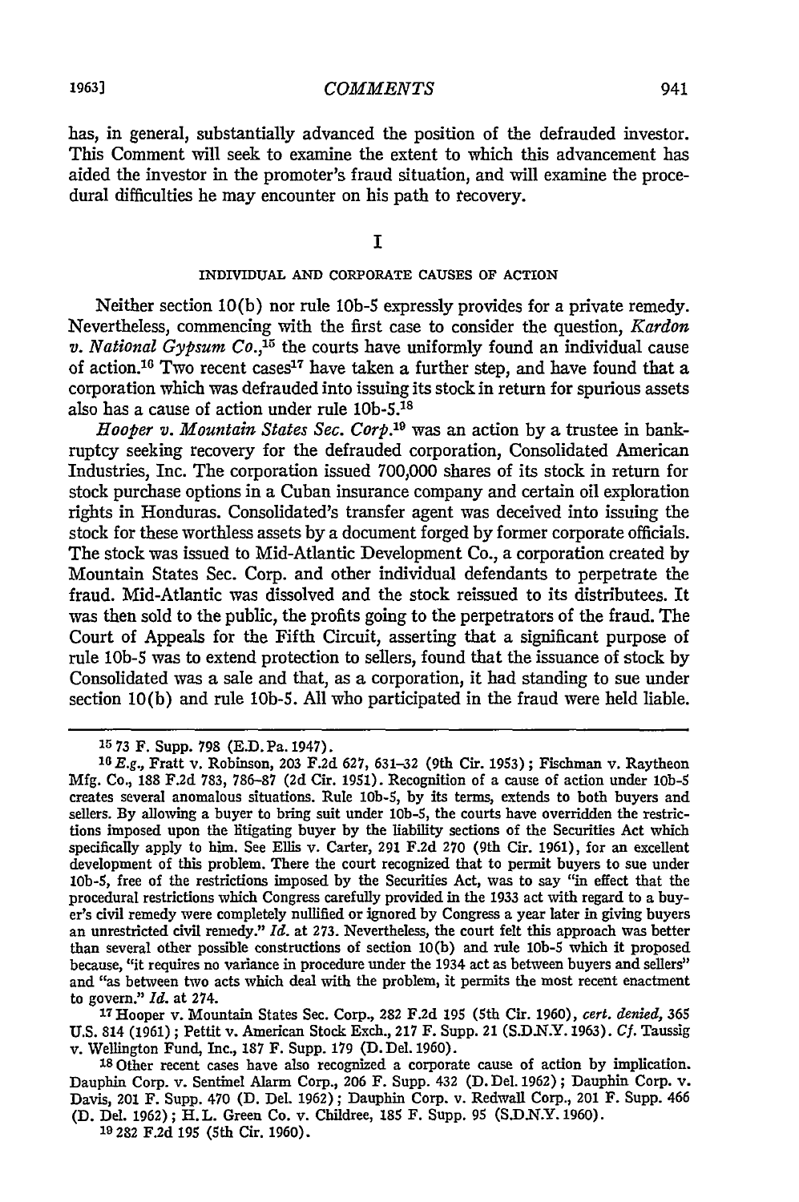has, in general, substantially advanced the position of the defrauded investor. This Comment will seek to examine the extent to which this advancement has aided the investor in the promoter's fraud situation, and will examine the procedural difficulties he may encounter on his path to recovery.

# I

## INDIVIDUAL AND CORPORATE CAUSES OF ACTION

Neither section 10(b) nor rule 10b-5 expressly provides for a private remedy. Nevertheless, commencing with the first case to consider the question, *Kardon v. National Gypsum Co.*,[15] the courts have uniformly found an individual cause of action.[16] Two recent cases[17] have taken a further step, and have found that a corporation which was defrauded into issuing its stock in return for spurious assets also has a cause of action under rule 10b-5.[18]

*Hooper v. Mountain States Sec. Corp.*[19] was an action by a trustee in bankruptcy seeking recovery for the defrauded corporation, Consolidated American Industries, Inc. The corporation issued 700,000 shares of its stock in return for stock purchase options in a Cuban insurance company and certain oil exploration rights in Honduras. Consolidated's transfer agent was deceived into issuing the stock for these worthless assets by a document forged by former corporate officials. The stock was issued to Mid-Atlantic Development Co., a corporation created by Mountain States Sec. Corp. and other individual defendants to perpetrate the fraud. Mid-Atlantic was dissolved and the stock reissued to its distributees. It was then sold to the public, the profits going to the perpetrators of the fraud. The Court of Appeals for the Fifth Circuit, asserting that a significant purpose of rule 10b-5 was to extend protection to sellers, found that the issuance of stock by Consolidated was a sale and that, as a corporation, it had standing to sue under section 10(b) and rule 10b-5. All who participated in the fraud were held liable.

---

[15] 73 F. Supp. 798 (E.D. Pa. 1947).

[16] *E.g.*, Fratt v. Robinson, 203 F.2d 627, 631–32 (9th Cir. 1953); Fischman v. Raytheon Mfg. Co., 188 F.2d 783, 786–87 (2d Cir. 1951). Recognition of a cause of action under 10b-5 creates several anomalous situations. Rule 10b-5, by its terms, extends to both buyers and sellers. By allowing a buyer to bring suit under 10b-5, the courts have overridden the restrictions imposed upon the litigating buyer by the liability sections of the Securities Act which specifically apply to him. See Ellis v. Carter, 291 F.2d 270 (9th Cir. 1961), for an excellent development of this problem. There the court recognized that to permit buyers to sue under 10b-5, free of the restrictions imposed by the Securities Act, was to say "in effect that the procedural restrictions which Congress carefully provided in the 1933 act with regard to a buyer's civil remedy were completely nullified or ignored by Congress a year later in giving buyers an unrestricted civil remedy." *Id.* at 273. Nevertheless, the court felt this approach was better than several other possible constructions of section 10(b) and rule 10b-5 which it proposed because, "it requires no variance in procedure under the 1934 act as between buyers and sellers" and "as between two acts which deal with the problem, it permits the most recent enactment to govern." *Id.* at 274.

[17] Hooper v. Mountain States Sec. Corp., 282 F.2d 195 (5th Cir. 1960), *cert. denied*, 365 U.S. 814 (1961); Pettit v. American Stock Exch., 217 F. Supp. 21 (S.D.N.Y. 1963). *Cf.* Taussig v. Wellington Fund, Inc., 187 F. Supp. 179 (D. Del. 1960).

[18] Other recent cases have also recognized a corporate cause of action by implication. Dauphin Corp. v. Sentinel Alarm Corp., 206 F. Supp. 432 (D. Del. 1962); Dauphin Corp. v. Davis, 201 F. Supp. 470 (D. Del. 1962); Dauphin Corp. v. Redwall Corp., 201 F. Supp. 466 (D. Del. 1962); H.L. Green Co. v. Childree, 185 F. Supp. 95 (S.D.N.Y. 1960).

[19] 282 F.2d 195 (5th Cir. 1960).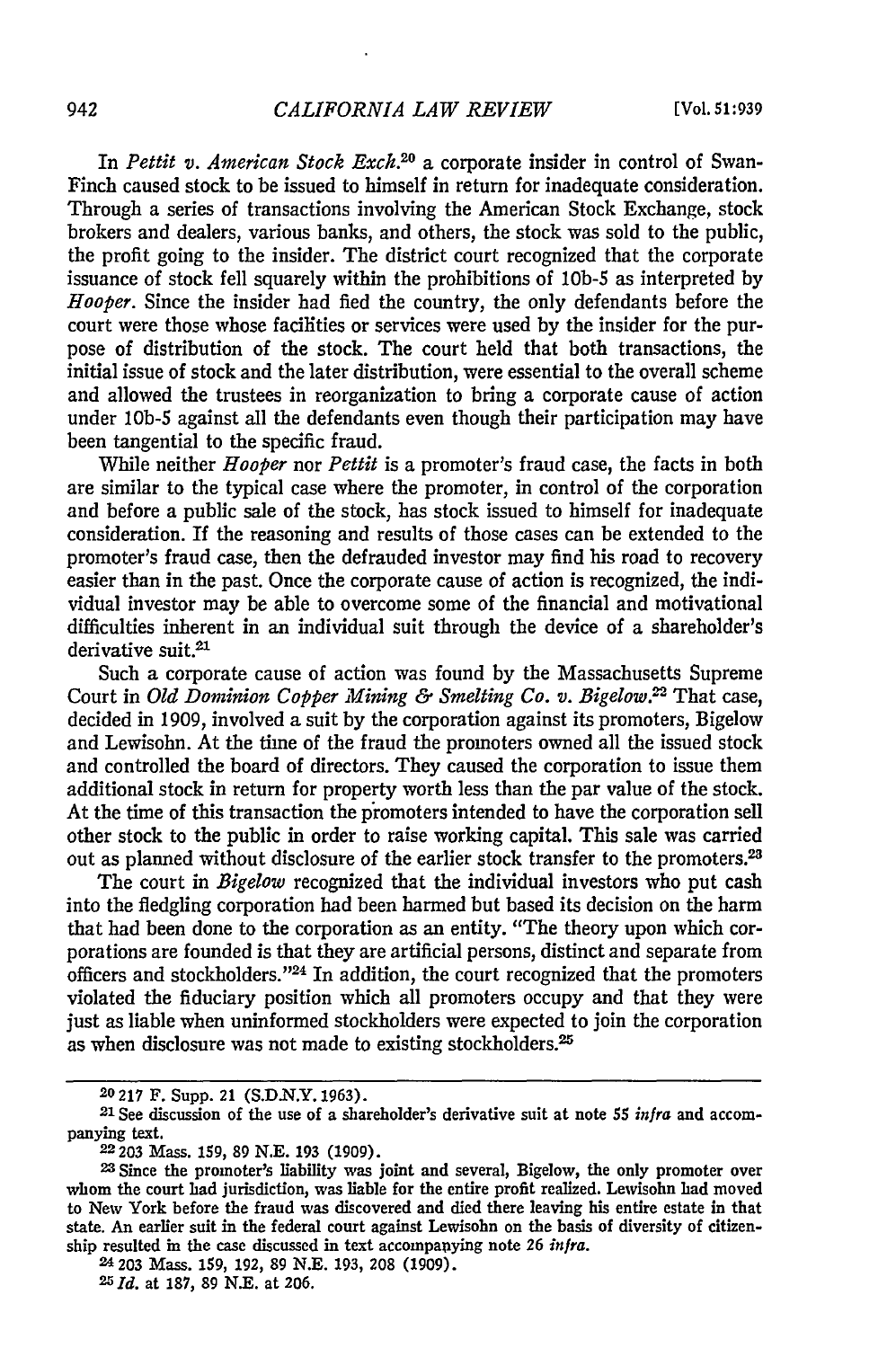In *Pettit v. American Stock Exch.*[20] a corporate insider in control of Swan-Finch caused stock to be issued to himself in return for inadequate consideration. Through a series of transactions involving the American Stock Exchange, stock brokers and dealers, various banks, and others, the stock was sold to the public, the profit going to the insider. The district court recognized that the corporate issuance of stock fell squarely within the prohibitions of 10b-5 as interpreted by *Hooper*. Since the insider had fled the country, the only defendants before the court were those whose facilities or services were used by the insider for the purpose of distribution of the stock. The court held that both transactions, the initial issue of stock and the later distribution, were essential to the overall scheme and allowed the trustees in reorganization to bring a corporate cause of action under 10b-5 against all the defendants even though their participation may have been tangential to the specific fraud.

While neither *Hooper* nor *Pettit* is a promoter's fraud case, the facts in both are similar to the typical case where the promoter, in control of the corporation and before a public sale of the stock, has stock issued to himself for inadequate consideration. If the reasoning and results of those cases can be extended to the promoter's fraud case, then the defrauded investor may find his road to recovery easier than in the past. Once the corporate cause of action is recognized, the individual investor may be able to overcome some of the financial and motivational difficulties inherent in an individual suit through the device of a shareholder's derivative suit.[21]

Such a corporate cause of action was found by the Massachusetts Supreme Court in *Old Dominion Copper Mining & Smelting Co. v. Bigelow*.[22] That case, decided in 1909, involved a suit by the corporation against its promoters, Bigelow and Lewisohn. At the time of the fraud the promoters owned all the issued stock and controlled the board of directors. They caused the corporation to issue them additional stock in return for property worth less than the par value of the stock. At the time of this transaction the promoters intended to have the corporation sell other stock to the public in order to raise working capital. This sale was carried out as planned without disclosure of the earlier stock transfer to the promoters.[23]

The court in *Bigelow* recognized that the individual investors who put cash into the fledgling corporation had been harmed but based its decision on the harm that had been done to the corporation as an entity. "The theory upon which corporations are founded is that they are artificial persons, distinct and separate from officers and stockholders."[24] In addition, the court recognized that the promoters violated the fiduciary position which all promoters occupy and that they were just as liable when uninformed stockholders were expected to join the corporation as when disclosure was not made to existing stockholders.[25]

---

[20] 217 F. Supp. 21 (S.D.N.Y. 1963).

[21] See discussion of the use of a shareholder's derivative suit at note 55 *infra* and accompanying text.

[22] 203 Mass. 159, 89 N.E. 193 (1909).

[23] Since the promoter's liability was joint and several, Bigelow, the only promoter over whom the court had jurisdiction, was liable for the entire profit realized. Lewisohn had moved to New York before the fraud was discovered and died there leaving his entire estate in that state. An earlier suit in the federal court against Lewisohn on the basis of diversity of citizenship resulted in the case discussed in text accompanying note 26 *infra*.

[24] 203 Mass. 159, 192, 89 N.E. 193, 208 (1909).

[25] *Id.* at 187, 89 N.E. at 206.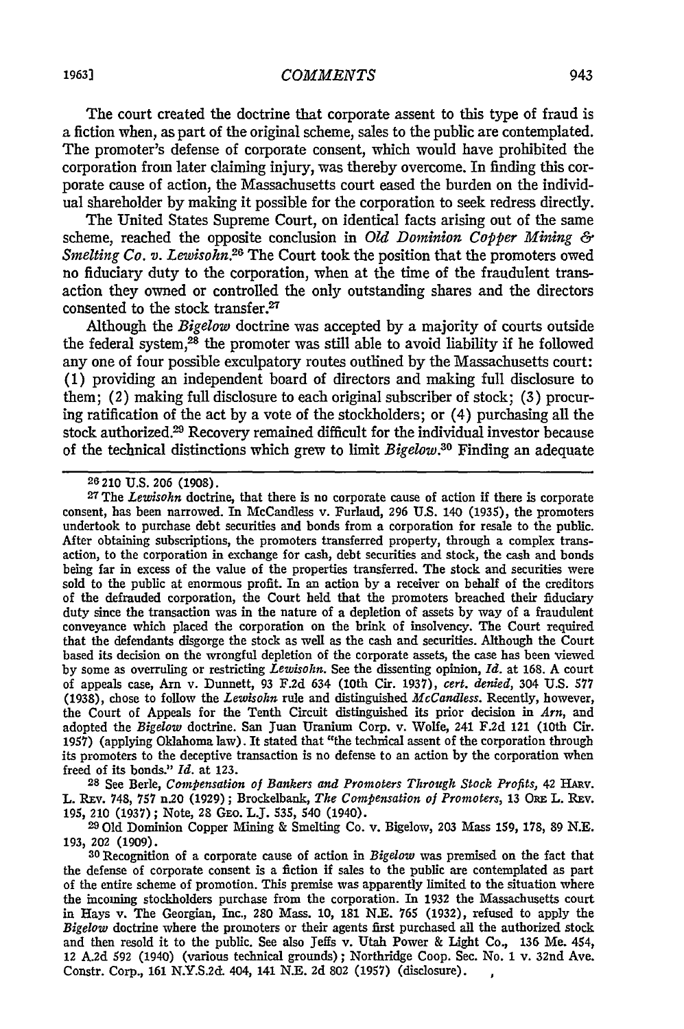The court created the doctrine that corporate assent to this type of fraud is a fiction when, as part of the original scheme, sales to the public are contemplated. The promoter's defense of corporate consent, which would have prohibited the corporation from later claiming injury, was thereby overcome. In finding this corporate cause of action, the Massachusetts court eased the burden on the individual shareholder by making it possible for the corporation to seek redress directly.

The United States Supreme Court, on identical facts arising out of the same scheme, reached the opposite conclusion in *Old Dominion Copper Mining & Smelting Co. v. Lewisohn*.[26] The Court took the position that the promoters owed no fiduciary duty to the corporation, when at the time of the fraudulent transaction they owned or controlled the only outstanding shares and the directors consented to the stock transfer.[27]

Although the *Bigelow* doctrine was accepted by a majority of courts outside the federal system,[28] the promoter was still able to avoid liability if he followed any one of four possible exculpatory routes outlined by the Massachusetts court: (1) providing an independent board of directors and making full disclosure to them; (2) making full disclosure to each original subscriber of stock; (3) procuring ratification of the act by a vote of the stockholders; or (4) purchasing all the stock authorized.[29] Recovery remained difficult for the individual investor because of the technical distinctions which grew to limit *Bigelow*.[30] Finding an adequate

---

[26] 210 U.S. 206 (1908).

[27] The *Lewisohn* doctrine, that there is no corporate cause of action if there is corporate consent, has been narrowed. In McCandless v. Furlaud, 296 U.S. 140 (1935), the promoters undertook to purchase debt securities and bonds from a corporation for resale to the public. After obtaining subscriptions, the promoters transferred property, through a complex transaction, to the corporation in exchange for cash, debt securities and stock, the cash and bonds being far in excess of the value of the properties transferred. The stock and securities were sold to the public at enormous profit. In an action by a receiver on behalf of the creditors of the defrauded corporation, the Court held that the promoters breached their fiduciary duty since the transaction was in the nature of a depletion of assets by way of a fraudulent conveyance which placed the corporation on the brink of insolvency. The Court required that the defendants disgorge the stock as well as the cash and securities. Although the Court based its decision on the wrongful depletion of the corporate assets, the case has been viewed by some as overruling or restricting *Lewisohn*. See the dissenting opinion, *Id.* at 168. A court of appeals case, Arn v. Dunnett, 93 F.2d 634 (10th Cir. 1937), *cert. denied*, 304 U.S. 577 (1938), chose to follow the *Lewisohn* rule and distinguished *McCandless*. Recently, however, the Court of Appeals for the Tenth Circuit distinguished its prior decision in *Arn*, and adopted the *Bigelow* doctrine. San Juan Uranium Corp. v. Wolfe, 241 F.2d 121 (10th Cir. 1957) (applying Oklahoma law). It stated that "the technical assent of the corporation through its promoters to the deceptive transaction is no defense to an action by the corporation when freed of its bonds." *Id.* at 123.

[28] See Berle, *Compensation of Bankers and Promoters Through Stock Profits*, 42 Harv. L. Rev. 748, 757 n.20 (1929); Brockelbank, *The Compensation of Promoters*, 13 Ore L. Rev. 195, 210 (1937); Note, 28 Geo. L.J. 535, 540 (1940).

[29] Old Dominion Copper Mining & Smelting Co. v. Bigelow, 203 Mass 159, 178, 89 N.E. 193, 202 (1909).

[30] Recognition of a corporate cause of action in *Bigelow* was premised on the fact that the defense of corporate consent is a fiction if sales to the public are contemplated as part of the entire scheme of promotion. This premise was apparently limited to the situation where the incoming stockholders purchase from the corporation. In 1932 the Massachusetts court in Hays v. The Georgian, Inc., 280 Mass. 10, 181 N.E. 765 (1932), refused to apply the *Bigelow* doctrine where the promoters or their agents first purchased all the authorized stock and then resold it to the public. See also Jeffs v. Utah Power & Light Co., 136 Me. 454, 12 A.2d 592 (1940) (various technical grounds); Northridge Coop. Sec. No. 1 v. 32nd Ave. Constr. Corp., 161 N.Y.S.2d. 404, 141 N.E. 2d 802 (1957) (disclosure).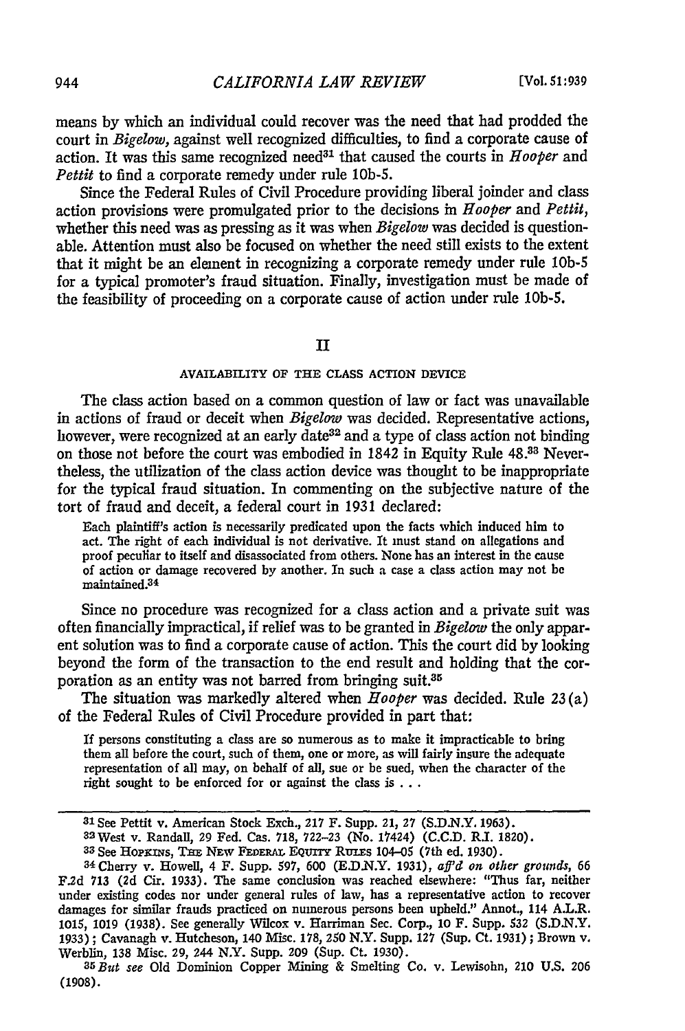means by which an individual could recover was the need that had prodded the court in *Bigelow*, against well recognized difficulties, to find a corporate cause of action. It was this same recognized need[31] that caused the courts in *Hooper* and *Pettit* to find a corporate remedy under rule 10b-5.

Since the Federal Rules of Civil Procedure providing liberal joinder and class action provisions were promulgated prior to the decisions in *Hooper* and *Pettit*, whether this need was as pressing as it was when *Bigelow* was decided is questionable. Attention must also be focused on whether the need still exists to the extent that it might be an element in recognizing a corporate remedy under rule 10b-5 for a typical promoter's fraud situation. Finally, investigation must be made of the feasibility of proceeding on a corporate cause of action under rule 10b-5.

## II

### AVAILABILITY OF THE CLASS ACTION DEVICE

The class action based on a common question of law or fact was unavailable in actions of fraud or deceit when *Bigelow* was decided. Representative actions, however, were recognized at an early date[32] and a type of class action not binding on those not before the court was embodied in 1842 in Equity Rule 48.[33] Nevertheless, the utilization of the class action device was thought to be inappropriate for the typical fraud situation. In commenting on the subjective nature of the tort of fraud and deceit, a federal court in 1931 declared:

> Each plaintiff's action is necessarily predicated upon the facts which induced him to act. The right of each individual is not derivative. It must stand on allegations and proof peculiar to itself and disassociated from others. None has an interest in the cause of action or damage recovered by another. In such a case a class action may not be maintained.[34]

Since no procedure was recognized for a class action and a private suit was often financially impractical, if relief was to be granted in *Bigelow* the only apparent solution was to find a corporate cause of action. This the court did by looking beyond the form of the transaction to the end result and holding that the corporation as an entity was not barred from bringing suit.[35]

The situation was markedly altered when *Hooper* was decided. Rule 23(a) of the Federal Rules of Civil Procedure provided in part that:

> If persons constituting a class are so numerous as to make it impracticable to bring them all before the court, such of them, one or more, as will fairly insure the adequate representation of all may, on behalf of all, sue or be sued, when the character of the right sought to be enforced for or against the class is . . .

---

[31] See Pettit v. American Stock Exch., 217 F. Supp. 21, 27 (S.D.N.Y. 1963).

[32] West v. Randall, 29 Fed. Cas. 718, 722–23 (No. 17424) (C.C.D. R.I. 1820).

[33] See HOPKINS, THE NEW FEDERAL EQUITY RULES 104–05 (7th ed. 1930).

[34] Cherry v. Howell, 4 F. Supp. 597, 600 (E.D.N.Y. 1931), *aff'd on other grounds*, 66 F.2d 713 (2d Cir. 1933). The same conclusion was reached elsewhere: "Thus far, neither under existing codes nor under general rules of law, has a representative action to recover damages for similar frauds practiced on numerous persons been upheld." Annot., 114 A.L.R. 1015, 1019 (1938). See generally Wilcox v. Harriman Sec. Corp., 10 F. Supp. 532 (S.D.N.Y. 1933); Cavanagh v. Hutcheson, 140 Misc. 178, 250 N.Y. Supp. 127 (Sup. Ct. 1931); Brown v. Werblin, 138 Misc. 29, 244 N.Y. Supp. 209 (Sup. Ct. 1930).

[35] *But see* Old Dominion Copper Mining & Smelting Co. v. Lewisohn, 210 U.S. 206 (1908).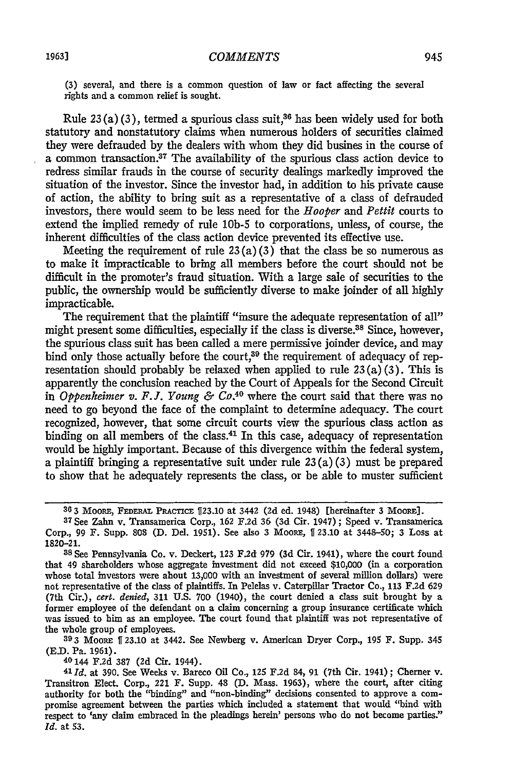(3) several, and there is a common question of law or fact affecting the several rights and a common relief is sought.

Rule 23(a)(3), termed a spurious class suit,[36] has been widely used for both statutory and nonstatutory claims when numerous holders of securities claimed they were defrauded by the dealers with whom they did busines in the course of a common transaction.[37] The availability of the spurious class action device to redress similar frauds in the course of security dealings markedly improved the situation of the investor. Since the investor had, in addition to his private cause of action, the ability to bring suit as a representative of a class of defrauded investors, there would seem to be less need for the *Hooper* and *Pettit* courts to extend the implied remedy of rule 10b-5 to corporations, unless, of course, the inherent difficulties of the class action device prevented its effective use.

Meeting the requirement of rule 23(a)(3) that the class be so numerous as to make it impracticable to bring all members before the court should not be difficult in the promoter's fraud situation. With a large sale of securities to the public, the ownership would be sufficiently diverse to make joinder of all highly impracticable.

The requirement that the plaintiff "insure the adequate representation of all" might present some difficulties, especially if the class is diverse.[38] Since, however, the spurious class suit has been called a mere permissive joinder device, and may bind only those actually before the court,[39] the requirement of adequacy of representation should probably be relaxed when applied to rule 23(a)(3). This is apparently the conclusion reached by the Court of Appeals for the Second Circuit in *Oppenheimer v. F.J. Young & Co.*[40] where the court said that there was no need to go beyond the face of the complaint to determine adequacy. The court recognized, however, that some circuit courts view the spurious class action as binding on all members of the class.[41] In this case, adequacy of representation would be highly important. Because of this divergence within the federal system, a plaintiff bringing a representative suit under rule 23(a)(3) must be prepared to show that he adequately represents the class, or be able to muster sufficient

---

[36] 3 MOORE, FEDERAL PRACTICE ¶23.10 at 3442 (2d ed. 1948) [hereinafter 3 MOORE].

[37] See Zahn v. Transamerica Corp., 162 F.2d 36 (3d Cir. 1947); Speed v. Transamerica Corp., 99 F. Supp. 808 (D. Del. 1951). See also 3 MOORE, ¶ 23.10 at 3448–50; 3 LOSS at 1820–21.

[38] See Pennsylvania Co. v. Deckert, 123 F.2d 979 (3d Cir. 1941), where the court found that 49 shareholders whose aggregate investment did not exceed $10,000 (in a corporation whose total investors were about 13,000 with an investment of several million dollars) were not representative of the class of plaintiffs. In Pelelas v. Caterpillar Tractor Co., 113 F.2d 629 (7th Cir.), *cert. denied*, 311 U.S. 700 (1940), the court denied a class suit brought by a former employee of the defendant on a claim concerning a group insurance certificate which was issued to him as an employee. The court found that plaintiff was not representative of the whole group of employees.

[39] 3 MOORE ¶ 23.10 at 3442. See Newberg v. American Dryer Corp., 195 F. Supp. 345 (E.D. Pa. 1961).

[40] 144 F.2d 387 (2d Cir. 1944).

[41] *Id.* at 390. See Weeks v. Bareco Oil Co., 125 F.2d 84, 91 (7th Cir. 1941); Cherner v. Transitron Elect. Corp., 221 F. Supp. 48 (D. Mass. 1963), where the court, after citing authority for both the "binding" and "non-binding" decisions consented to approve a compromise agreement between the parties which included a statement that would "bind with respect to 'any claim embraced in the pleadings herein' persons who do not become parties." *Id.* at 53.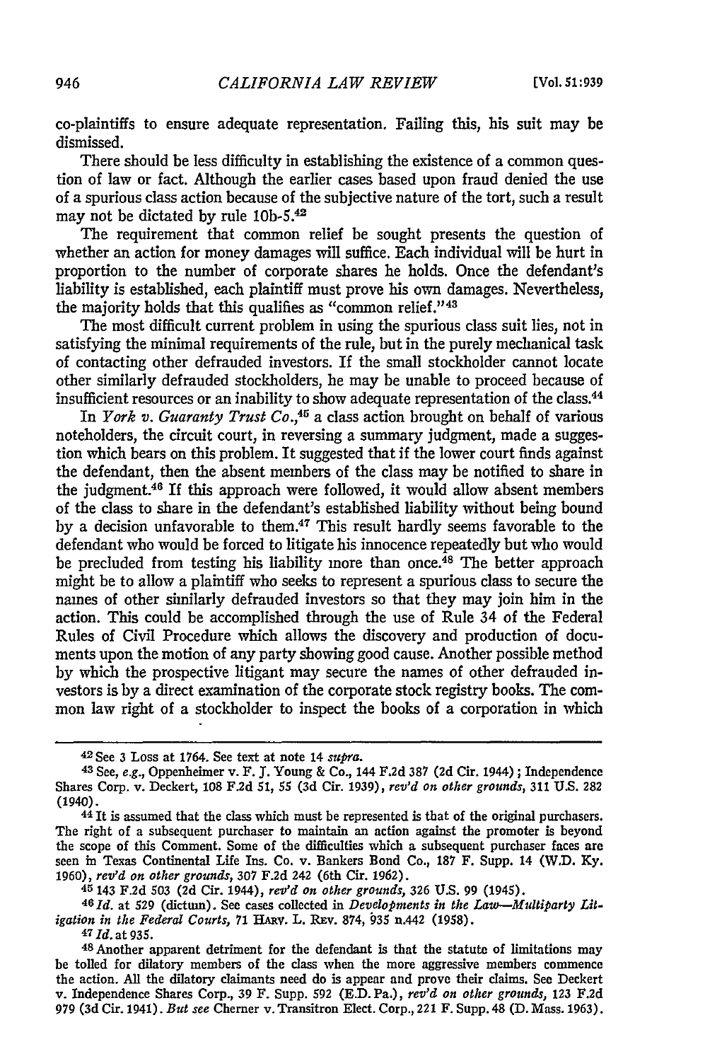co-plaintiffs to ensure adequate representation. Failing this, his suit may be dismissed.

There should be less difficulty in establishing the existence of a common question of law or fact. Although the earlier cases based upon fraud denied the use of a spurious class action because of the subjective nature of the tort, such a result may not be dictated by rule 10b-5.[42]

The requirement that common relief be sought presents the question of whether an action for money damages will suffice. Each individual will be hurt in proportion to the number of corporate shares he holds. Once the defendant's liability is established, each plaintiff must prove his own damages. Nevertheless, the majority holds that this qualifies as "common relief."[43]

The most difficult current problem in using the spurious class suit lies, not in satisfying the minimal requirements of the rule, but in the purely mechanical task of contacting other defrauded investors. If the small stockholder cannot locate other similarly defrauded stockholders, he may be unable to proceed because of insufficient resources or an inability to show adequate representation of the class.[44]

In *York v. Guaranty Trust Co.*,[45] a class action brought on behalf of various noteholders, the circuit court, in reversing a summary judgment, made a suggestion which bears on this problem. It suggested that if the lower court finds against the defendant, then the absent members of the class may be notified to share in the judgment.[46] If this approach were followed, it would allow absent members of the class to share in the defendant's established liability without being bound by a decision unfavorable to them.[47] This result hardly seems favorable to the defendant who would be forced to litigate his innocence repeatedly but who would be precluded from testing his liability more than once.[48] The better approach might be to allow a plaintiff who seeks to represent a spurious class to secure the names of other similarly defrauded investors so that they may join him in the action. This could be accomplished through the use of Rule 34 of the Federal Rules of Civil Procedure which allows the discovery and production of documents upon the motion of any party showing good cause. Another possible method by which the prospective litigant may secure the names of other defrauded investors is by a direct examination of the corporate stock registry books. The common law right of a stockholder to inspect the books of a corporation in which

---

[42] See 3 Loss at 1764. See text at note 14 *supra*.

[43] See, *e.g.*, Oppenheimer v. F. J. Young & Co., 144 F.2d 387 (2d Cir. 1944); Independence Shares Corp. v. Deckert, 108 F.2d 51, 55 (3d Cir. 1939), *rev'd on other grounds*, 311 U.S. 282 (1940).

[44] It is assumed that the class which must be represented is that of the original purchasers. The right of a subsequent purchaser to maintain an action against the promoter is beyond the scope of this Comment. Some of the difficulties which a subsequent purchaser faces are seen in Texas Continental Life Ins. Co. v. Bankers Bond Co., 187 F. Supp. 14 (W.D. Ky. 1960), *rev'd on other grounds*, 307 F.2d 242 (6th Cir. 1962).

[45] 143 F.2d 503 (2d Cir. 1944), *rev'd on other grounds*, 326 U.S. 99 (1945).

[46] *Id.* at 529 (dictum). See cases collected in *Developments in the Law—Multiparty Litigation in the Federal Courts*, 71 Harv. L. Rev. 874, 935 n.442 (1958).

[47] *Id.* at 935.

[48] Another apparent detriment for the defendant is that the statute of limitations may be tolled for dilatory members of the class when the more aggressive members commence the action. All the dilatory claimants need do is appear and prove their claims. See Deckert v. Independence Shares Corp., 39 F. Supp. 592 (E.D. Pa.), *rev'd on other grounds*, 123 F.2d 979 (3d Cir. 1941). *But see* Cherner v. Transitron Elect. Corp., 221 F. Supp. 48 (D. Mass. 1963).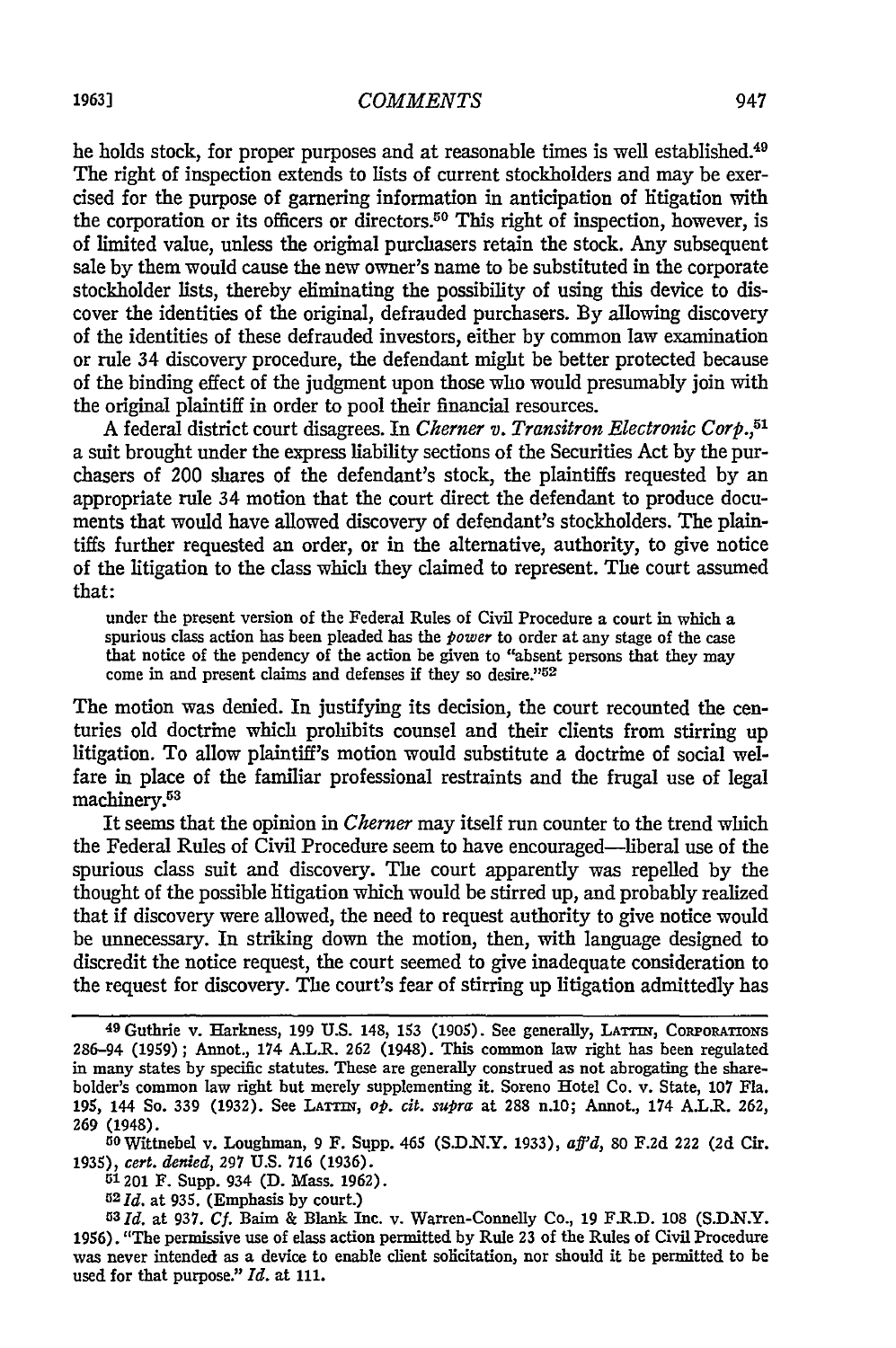he holds stock, for proper purposes and at reasonable times is well established.[49] The right of inspection extends to lists of current stockholders and may be exercised for the purpose of garnering information in anticipation of litigation with the corporation or its officers or directors.[50] This right of inspection, however, is of limited value, unless the original purchasers retain the stock. Any subsequent sale by them would cause the new owner's name to be substituted in the corporate stockholder lists, thereby eliminating the possibility of using this device to discover the identities of the original, defrauded purchasers. By allowing discovery of the identities of these defrauded investors, either by common law examination or rule 34 discovery procedure, the defendant might be better protected because of the binding effect of the judgment upon those who would presumably join with the original plaintiff in order to pool their financial resources.

A federal district court disagrees. In *Cherner v. Transitron Electronic Corp.*,[51] a suit brought under the express liability sections of the Securities Act by the purchasers of 200 shares of the defendant's stock, the plaintiffs requested by an appropriate rule 34 motion that the court direct the defendant to produce documents that would have allowed discovery of defendant's stockholders. The plaintiffs further requested an order, or in the alternative, authority, to give notice of the litigation to the class which they claimed to represent. The court assumed that:

> under the present version of the Federal Rules of Civil Procedure a court in which a spurious class action has been pleaded has the *power* to order at any stage of the case that notice of the pendency of the action be given to "absent persons that they may come in and present claims and defenses if they so desire."[52]

The motion was denied. In justifying its decision, the court recounted the centuries old doctrine which prohibits counsel and their clients from stirring up litigation. To allow plaintiff's motion would substitute a doctrine of social welfare in place of the familiar professional restraints and the frugal use of legal machinery.[53]

It seems that the opinion in *Cherner* may itself run counter to the trend which the Federal Rules of Civil Procedure seem to have encouraged—liberal use of the spurious class suit and discovery. The court apparently was repelled by the thought of the possible litigation which would be stirred up, and probably realized that if discovery were allowed, the need to request authority to give notice would be unnecessary. In striking down the motion, then, with language designed to discredit the notice request, the court seemed to give inadequate consideration to the request for discovery. The court's fear of stirring up litigation admittedly has

---

[49] Guthrie v. Harkness, 199 U.S. 148, 153 (1905). See generally, LATTIN, CORPORATIONS 286–94 (1959); Annot., 174 A.L.R. 262 (1948). This common law right has been regulated in many states by specific statutes. These are generally construed as not abrogating the shareholder's common law right but merely supplementing it. Soreno Hotel Co. v. State, 107 Fla. 195, 144 So. 339 (1932). See LATTIN, *op. cit. supra* at 288 n.10; Annot., 174 A.L.R. 262, 269 (1948).

[50] Wittnebel v. Loughman, 9 F. Supp. 465 (S.D.N.Y. 1933), *aff'd*, 80 F.2d 222 (2d Cir. 1935), *cert. denied*, 297 U.S. 716 (1936).

[51] 201 F. Supp. 934 (D. Mass. 1962).

[52] *Id.* at 935. (Emphasis by court.)

[53] *Id.* at 937. *Cf.* Baim & Blank Inc. v. Warren-Connelly Co., 19 F.R.D. 108 (S.D.N.Y. 1956). "The permissive use of class action permitted by Rule 23 of the Rules of Civil Procedure was never intended as a device to enable client solicitation, nor should it be permitted to be used for that purpose." *Id.* at 111.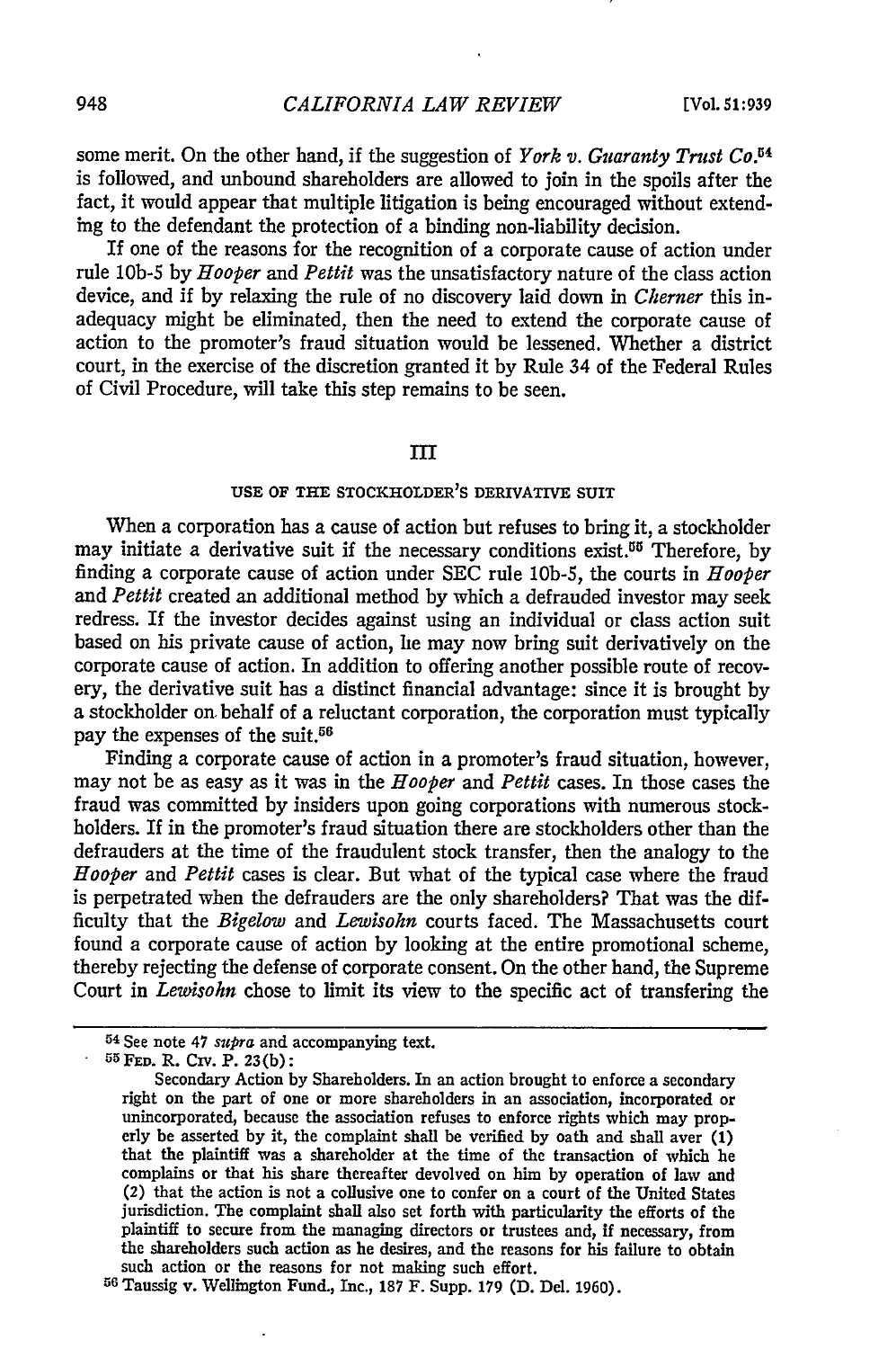some merit. On the other hand, if the suggestion of *York v. Guaranty Trust Co.*[54] is followed, and unbound shareholders are allowed to join in the spoils after the fact, it would appear that multiple litigation is being encouraged without extending to the defendant the protection of a binding non-liability decision.

If one of the reasons for the recognition of a corporate cause of action under rule 10b-5 by *Hooper* and *Pettit* was the unsatisfactory nature of the class action device, and if by relaxing the rule of no discovery laid down in *Cherner* this inadequacy might be eliminated, then the need to extend the corporate cause of action to the promoter's fraud situation would be lessened. Whether a district court, in the exercise of the discretion granted it by Rule 34 of the Federal Rules of Civil Procedure, will take this step remains to be seen.

## III

### USE OF THE STOCKHOLDER'S DERIVATIVE SUIT

When a corporation has a cause of action but refuses to bring it, a stockholder may initiate a derivative suit if the necessary conditions exist.[55] Therefore, by finding a corporate cause of action under SEC rule 10b-5, the courts in *Hooper* and *Pettit* created an additional method by which a defrauded investor may seek redress. If the investor decides against using an individual or class action suit based on his private cause of action, he may now bring suit derivatively on the corporate cause of action. In addition to offering another possible route of recovery, the derivative suit has a distinct financial advantage: since it is brought by a stockholder on behalf of a reluctant corporation, the corporation must typically pay the expenses of the suit.[56]

Finding a corporate cause of action in a promoter's fraud situation, however, may not be as easy as it was in the *Hooper* and *Pettit* cases. In those cases the fraud was committed by insiders upon going corporations with numerous stockholders. If in the promoter's fraud situation there are stockholders other than the defrauders at the time of the fraudulent stock transfer, then the analogy to the *Hooper* and *Pettit* cases is clear. But what of the typical case where the fraud is perpetrated when the defrauders are the only shareholders? That was the difficulty that the *Bigelow* and *Lewisohn* courts faced. The Massachusetts court found a corporate cause of action by looking at the entire promotional scheme, thereby rejecting the defense of corporate consent. On the other hand, the Supreme Court in *Lewisohn* chose to limit its view to the specific act of transfering the

---

[54] See note 47 *supra* and accompanying text.

[55] FED. R. CIV. P. 23(b):

> Secondary Action by Shareholders. In an action brought to enforce a secondary right on the part of one or more shareholders in an association, incorporated or unincorporated, because the association refuses to enforce rights which may properly be asserted by it, the complaint shall be verified by oath and shall aver (1) that the plaintiff was a shareholder at the time of the transaction of which he complains or that his share thereafter devolved on him by operation of law and (2) that the action is not a collusive one to confer on a court of the United States jurisdiction. The complaint shall also set forth with particularity the efforts of the plaintiff to secure from the managing directors or trustees and, if necessary, from the shareholders such action as he desires, and the reasons for his failure to obtain such action or the reasons for not making such effort.

[56] Taussig v. Wellington Fund., Inc., 187 F. Supp. 179 (D. Del. 1960).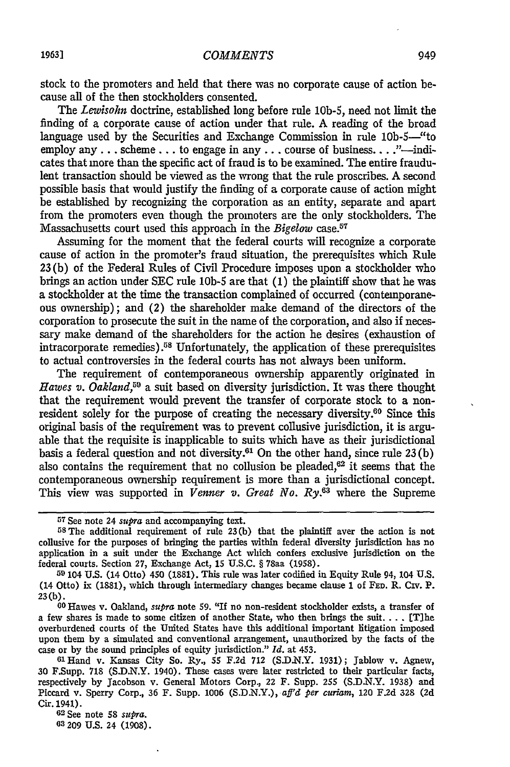stock to the promoters and held that there was no corporate cause of action because all of the then stockholders consented.

The *Lewisohn* doctrine, established long before rule 10b-5, need not limit the finding of a corporate cause of action under that rule. A reading of the broad language used by the Securities and Exchange Commission in rule 10b-5—"to employ any . . . scheme . . . to engage in any . . . course of business. . . ."—indicates that more than the specific act of fraud is to be examined. The entire fraudulent transaction should be viewed as the wrong that the rule proscribes. A second possible basis that would justify the finding of a corporate cause of action might be established by recognizing the corporation as an entity, separate and apart from the promoters even though the promoters are the only stockholders. The Massachusetts court used this approach in the *Bigelow* case.[57]

Assuming for the moment that the federal courts will recognize a corporate cause of action in the promoter's fraud situation, the prerequisites which Rule 23(b) of the Federal Rules of Civil Procedure imposes upon a stockholder who brings an action under SEC rule 10b-5 are that (1) the plaintiff show that he was a stockholder at the time the transaction complained of occurred (contemporaneous ownership); and (2) the shareholder make demand of the directors of the corporation to prosecute the suit in the name of the corporation, and also if necessary make demand of the shareholders for the action he desires (exhaustion of intracorporate remedies).[58] Unfortunately, the application of these prerequisites to actual controversies in the federal courts has not always been uniform.

The requirement of contemporaneous ownership apparently originated in *Hawes v. Oakland*,[59] a suit based on diversity jurisdiction. It was there thought that the requirement would prevent the transfer of corporate stock to a nonresident solely for the purpose of creating the necessary diversity.[60] Since this original basis of the requirement was to prevent collusive jurisdiction, it is arguable that the requisite is inapplicable to suits which have as their jurisdictional basis a federal question and not diversity.[61] On the other hand, since rule 23(b) also contains the requirement that no collusion be pleaded,[62] it seems that the contemporaneous ownership requirement is more than a jurisdictional concept. This view was supported in *Venner v. Great No. Ry.*[63] where the Supreme

---

[57] See note 24 *supra* and accompanying text.

[58] The additional requirement of rule 23(b) that the plaintiff aver the action is not collusive for the purposes of bringing the parties within federal diversity jurisdiction has no application in a suit under the Exchange Act which confers exclusive jurisdiction on the federal courts. Section 27, Exchange Act, 15 U.S.C. § 78aa (1958).

[59] 104 U.S. (14 Otto) 450 (1881). This rule was later codified in Equity Rule 94, 104 U.S. (14 Otto) ix (1881), which through intermediary changes became clause 1 of FED. R. CIV. P. 23(b).

[60] Hawes v. Oakland, *supra* note 59. "If no non-resident stockholder exists, a transfer of a few shares is made to some citizen of another State, who then brings the suit. . . . [T]he overburdened courts of the United States have this additional important litigation imposed upon them by a simulated and conventional arrangement, unauthorized by the facts of the case or by the sound principles of equity jurisdiction." *Id.* at 453.

[61] Hand v. Kansas City So. Ry., 55 F.2d 712 (S.D.N.Y. 1931); Jablow v. Agnew, 30 F.Supp. 718 (S.D.N.Y. 1940). These cases were later restricted to their particular facts, respectively by Jacobson v. General Motors Corp., 22 F. Supp. 255 (S.D.N.Y. 1938) and Piccard v. Sperry Corp., 36 F. Supp. 1006 (S.D.N.Y.), *aff'd per curiam*, 120 F.2d 328 (2d Cir. 1941).

[62] See note 58 *supra*.

[63] 209 U.S. 24 (1908).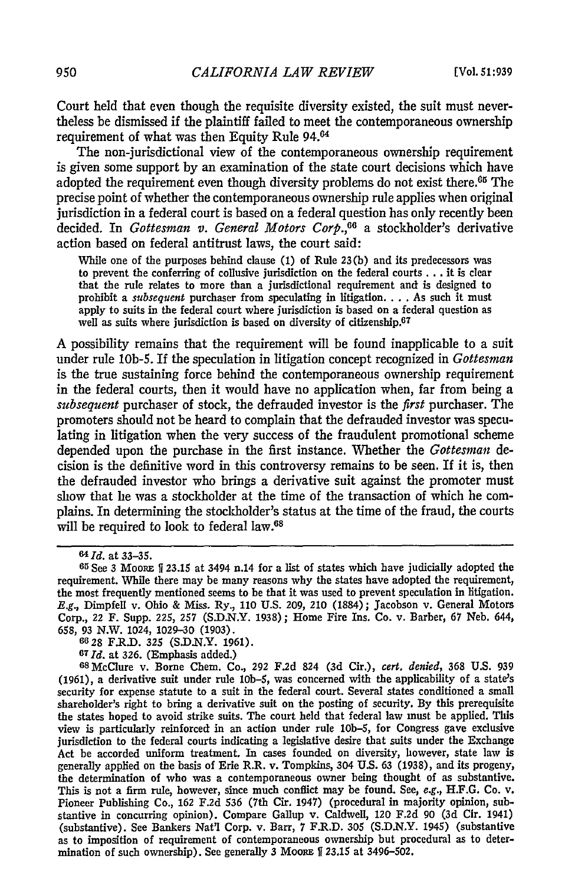Court held that even though the requisite diversity existed, the suit must nevertheless be dismissed if the plaintiff failed to meet the contemporaneous ownership requirement of what was then Equity Rule 94.[64]

The non-jurisdictional view of the contemporaneous ownership requirement is given some support by an examination of the state court decisions which have adopted the requirement even though diversity problems do not exist there.[65] The precise point of whether the contemporaneous ownership rule applies when original jurisdiction in a federal court is based on a federal question has only recently been decided. In *Gottesman v. General Motors Corp.*,[66] a stockholder's derivative action based on federal antitrust laws, the court said:

> While one of the purposes behind clause (1) of Rule 23(b) and its predecessors was to prevent the conferring of collusive jurisdiction on the federal courts . . . it is clear that the rule relates to more than a jurisdictional requirement and is designed to prohibit a *subsequent* purchaser from speculating in litigation. . . . As such it must apply to suits in the federal court where jurisdiction is based on a federal question as well as suits where jurisdiction is based on diversity of citizenship.[67]

A possibility remains that the requirement will be found inapplicable to a suit under rule 10b-5. If the speculation in litigation concept recognized in *Gottesman* is the true sustaining force behind the contemporaneous ownership requirement in the federal courts, then it would have no application when, far from being a *subsequent* purchaser of stock, the defrauded investor is the *first* purchaser. The promoters should not be heard to complain that the defrauded investor was speculating in litigation when the very success of the fraudulent promotional scheme depended upon the purchase in the first instance. Whether the *Gottesman* decision is the definitive word in this controversy remains to be seen. If it is, then the defrauded investor who brings a derivative suit against the promoter must show that he was a stockholder at the time of the transaction of which he complains. In determining the stockholder's status at the time of the fraud, the courts will be required to look to federal law.[68]

---

[64] *Id.* at 33–35.

[65] See 3 MOORE ¶ 23.15 at 3494 n.14 for a list of states which have judicially adopted the requirement. While there may be many reasons why the states have adopted the requirement, the most frequently mentioned seems to be that it was used to prevent speculation in litigation. *E.g.*, Dimpfell v. Ohio & Miss. Ry., 110 U.S. 209, 210 (1884); Jacobson v. General Motors Corp., 22 F. Supp. 225, 257 (S.D.N.Y. 1938); Home Fire Ins. Co. v. Barber, 67 Neb. 644, 658, 93 N.W. 1024, 1029–30 (1903).

[66] 28 F.R.D. 325 (S.D.N.Y. 1961).

[67] *Id.* at 326. (Emphasis added.)

[68] McClure v. Borne Chem. Co., 292 F.2d 824 (3d Cir.), *cert. denied*, 368 U.S. 939 (1961), a derivative suit under rule 10b-5, was concerned with the applicability of a state's security for expense statute to a suit in the federal court. Several states conditioned a small shareholder's right to bring a derivative suit on the posting of security. By this prerequisite the states hoped to avoid strike suits. The court held that federal law must be applied. This view is particularly reinforced in an action under rule 10b-5, for Congress gave exclusive jurisdiction to the federal courts indicating a legislative desire that suits under the Exchange Act be accorded uniform treatment. In cases founded on diversity, however, state law is generally applied on the basis of Erie R.R. v. Tompkins, 304 U.S. 63 (1938), and its progeny, the determination of who was a contemporaneous owner being thought of as substantive. This is not a firm rule, however, since much conflict may be found. See, *e.g.*, H.F.G. Co. v. Pioneer Publishing Co., 162 F.2d 536 (7th Cir. 1947) (procedural in majority opinion, substantive in concurring opinion). Compare Gallup v. Caldwell, 120 F.2d 90 (3d Cir. 1941) (substantive). See Bankers Nat'l Corp. v. Barr, 7 F.R.D. 305 (S.D.N.Y. 1945) (substantive as to imposition of requirement of contemporaneous ownership but procedural as to determination of such ownership). See generally 3 MOORE ¶ 23.15 at 3496–502.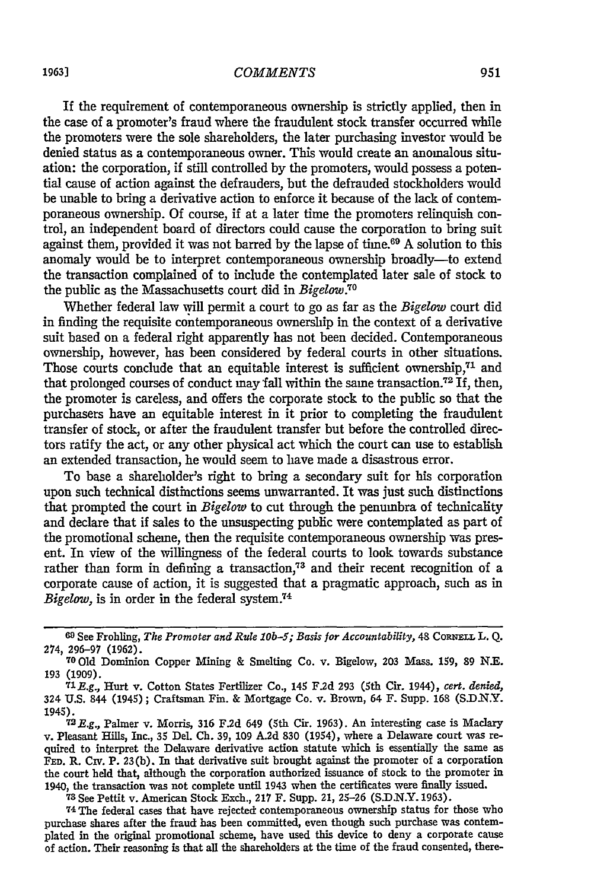If the requirement of contemporaneous ownership is strictly applied, then in the case of a promoter's fraud where the fraudulent stock transfer occurred while the promoters were the sole shareholders, the later purchasing investor would be denied status as a contemporaneous owner. This would create an anomalous situation: the corporation, if still controlled by the promoters, would possess a potential cause of action against the defrauders, but the defrauded stockholders would be unable to bring a derivative action to enforce it because of the lack of contemporaneous ownership. Of course, if at a later time the promoters relinquish control, an independent board of directors could cause the corporation to bring suit against them, provided it was not barred by the lapse of time.[69] A solution to this anomaly would be to interpret contemporaneous ownership broadly—to extend the transaction complained of to include the contemplated later sale of stock to the public as the Massachusetts court did in *Bigelow*.[70]

Whether federal law will permit a court to go as far as the *Bigelow* court did in finding the requisite contemporaneous ownership in the context of a derivative suit based on a federal right apparently has not been decided. Contemporaneous ownership, however, has been considered by federal courts in other situations. Those courts conclude that an equitable interest is sufficient ownership,[71] and that prolonged courses of conduct may fall within the same transaction.[72] If, then, the promoter is careless, and offers the corporate stock to the public so that the purchasers have an equitable interest in it prior to completing the fraudulent transfer of stock, or after the fraudulent transfer but before the controlled directors ratify the act, or any other physical act which the court can use to establish an extended transaction, he would seem to have made a disastrous error.

To base a shareholder's right to bring a secondary suit for his corporation upon such technical distinctions seems unwarranted. It was just such distinctions that prompted the court in *Bigelow* to cut through the penumbra of technicality and declare that if sales to the unsuspecting public were contemplated as part of the promotional scheme, then the requisite contemporaneous ownership was present. In view of the willingness of the federal courts to look towards substance rather than form in defining a transaction,[73] and their recent recognition of a corporate cause of action, it is suggested that a pragmatic approach, such as in *Bigelow*, is in order in the federal system.[74]

---

[69] See Frohling, *The Promoter and Rule 10b-5; Basis for Accountability*, 48 Cornell L. Q. 274, 296–97 (1962).

[70] Old Dominion Copper Mining & Smelting Co. v. Bigelow, 203 Mass. 159, 89 N.E. 193 (1909).

[71] *E.g.*, Hurt v. Cotton States Fertilizer Co., 145 F.2d 293 (5th Cir. 1944), *cert. denied*, 324 U.S. 844 (1945); Craftsman Fin. & Mortgage Co. v. Brown, 64 F. Supp. 168 (S.D.N.Y. 1945).

[72] *E.g.*, Palmer v. Morris, 316 F.2d 649 (5th Cir. 1963). An interesting case is Maclary v. Pleasant Hills, Inc., 35 Del. Ch. 39, 109 A.2d 830 (1954), where a Delaware court was required to interpret the Delaware derivative action statute which is essentially the same as Fed. R. Civ. P. 23(b). In that derivative suit brought against the promoter of a corporation the court held that, although the corporation authorized issuance of stock to the promoter in 1940, the transaction was not complete until 1943 when the certificates were finally issued.

[73] See Pettit v. American Stock Exch., 217 F. Supp. 21, 25–26 (S.D.N.Y. 1963).

[74] The federal cases that have rejected contemporaneous ownership status for those who purchase shares after the fraud has been committed, even though such purchase was contemplated in the original promotional scheme, have used this device to deny a corporate cause of action. Their reasoning is that all the shareholders at the time of the fraud consented, there-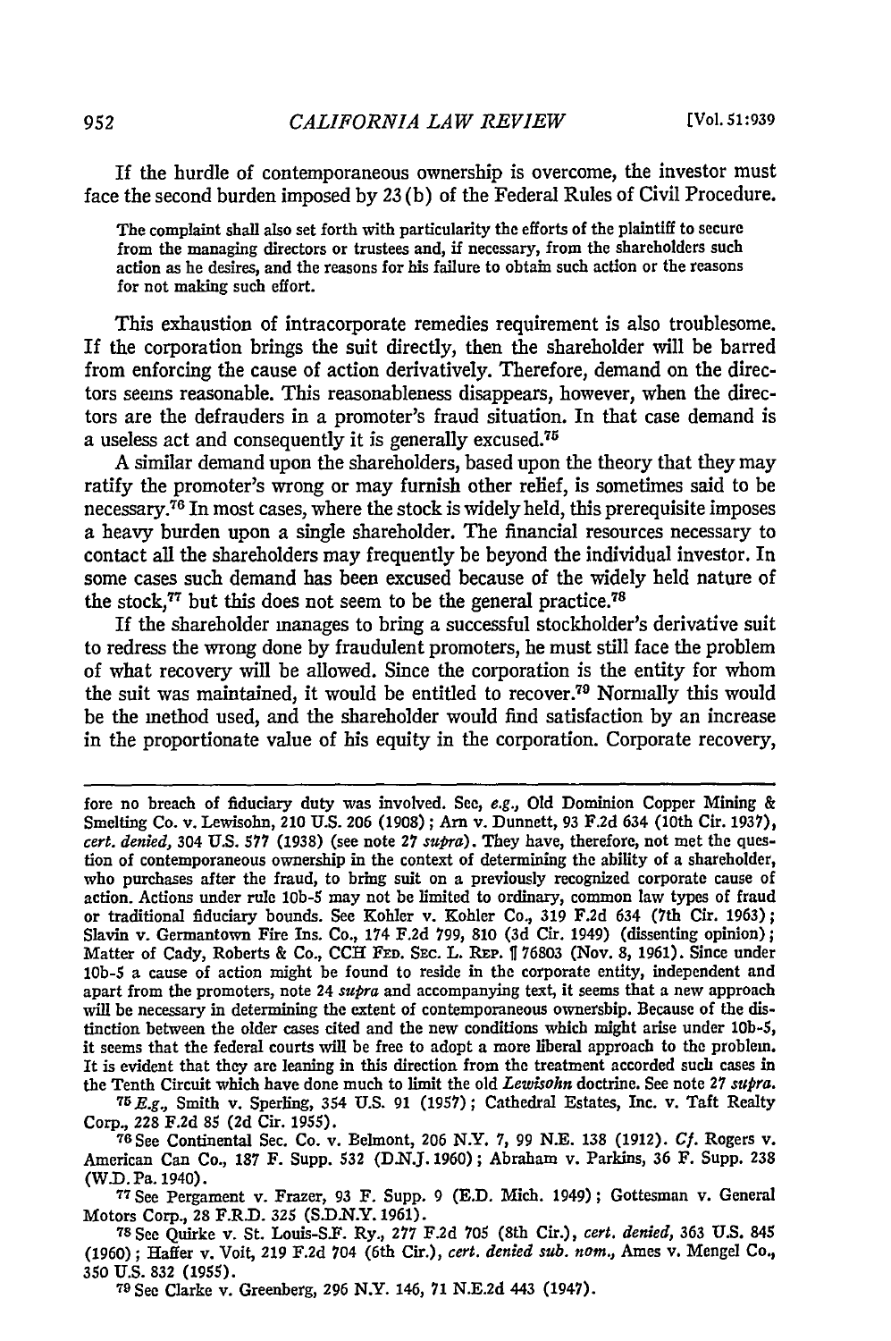If the hurdle of contemporaneous ownership is overcome, the investor must face the second burden imposed by 23(b) of the Federal Rules of Civil Procedure.

> The complaint shall also set forth with particularity the efforts of the plaintiff to secure from the managing directors or trustees and, if necessary, from the shareholders such action as he desires, and the reasons for his failure to obtain such action or the reasons for not making such effort.

This exhaustion of intracorporate remedies requirement is also troublesome. If the corporation brings the suit directly, then the shareholder will be barred from enforcing the cause of action derivatively. Therefore, demand on the directors seems reasonable. This reasonableness disappears, however, when the directors are the defrauders in a promoter's fraud situation. In that case demand is a useless act and consequently it is generally excused.[75]

A similar demand upon the shareholders, based upon the theory that they may ratify the promoter's wrong or may furnish other relief, is sometimes said to be necessary.[76] In most cases, where the stock is widely held, this prerequisite imposes a heavy burden upon a single shareholder. The financial resources necessary to contact all the shareholders may frequently be beyond the individual investor. In some cases such demand has been excused because of the widely held nature of the stock,[77] but this does not seem to be the general practice.[78]

If the shareholder manages to bring a successful stockholder's derivative suit to redress the wrong done by fraudulent promoters, he must still face the problem of what recovery will be allowed. Since the corporation is the entity for whom the suit was maintained, it would be entitled to recover.[79] Normally this would be the method used, and the shareholder would find satisfaction by an increase in the proportionate value of his equity in the corporation. Corporate recovery,

---

fore no breach of fiduciary duty was involved. See, *e.g.*, Old Dominion Copper Mining & Smelting Co. v. Lewisohn, 210 U.S. 206 (1908); Arn v. Dunnett, 93 F.2d 634 (10th Cir. 1937), *cert. denied*, 304 U.S. 577 (1938) (see note 27 *supra*). They have, therefore, not met the question of contemporaneous ownership in the context of determining the ability of a shareholder, who purchases after the fraud, to bring suit on a previously recognized corporate cause of action. Actions under rule 10b-5 may not be limited to ordinary, common law types of fraud or traditional fiduciary bounds. See Kohler v. Kohler Co., 319 F.2d 634 (7th Cir. 1963); Slavin v. Germantown Fire Ins. Co., 174 F.2d 799, 810 (3d Cir. 1949) (dissenting opinion); Matter of Cady, Roberts & Co., CCH Fed. Sec. L. Rep. ¶ 76803 (Nov. 8, 1961). Since under 10b-5 a cause of action might be found to reside in the corporate entity, independent and apart from the promoters, note 24 *supra* and accompanying text, it seems that a new approach will be necessary in determining the extent of contemporaneous ownership. Because of the distinction between the older cases cited and the new conditions which might arise under 10b-5, it seems that the federal courts will be free to adopt a more liberal approach to the problem. It is evident that they are leaning in this direction from the treatment accorded such cases in the Tenth Circuit which have done much to limit the old *Lewisohn* doctrine. See note 27 *supra*.

[75] *E.g.*, Smith v. Sperling, 354 U.S. 91 (1957); Cathedral Estates, Inc. v. Taft Realty Corp., 228 F.2d 85 (2d Cir. 1955).

[76] See Continental Sec. Co. v. Belmont, 206 N.Y. 7, 99 N.E. 138 (1912). *Cf.* Rogers v. American Can Co., 187 F. Supp. 532 (D.N.J. 1960); Abraham v. Parkins, 36 F. Supp. 238 (W.D. Pa. 1940).

[77] See Pergament v. Frazer, 93 F. Supp. 9 (E.D. Mich. 1949); Gottesman v. General Motors Corp., 28 F.R.D. 325 (S.D.N.Y. 1961).

[78] See Quirke v. St. Louis-S.F. Ry., 277 F.2d 705 (8th Cir.), *cert. denied*, 363 U.S. 845 (1960); Haffer v. Voit, 219 F.2d 704 (6th Cir.), *cert. denied sub. nom.*, Ames v. Mengel Co., 350 U.S. 832 (1955).

[79] See Clarke v. Greenberg, 296 N.Y. 146, 71 N.E.2d 443 (1947).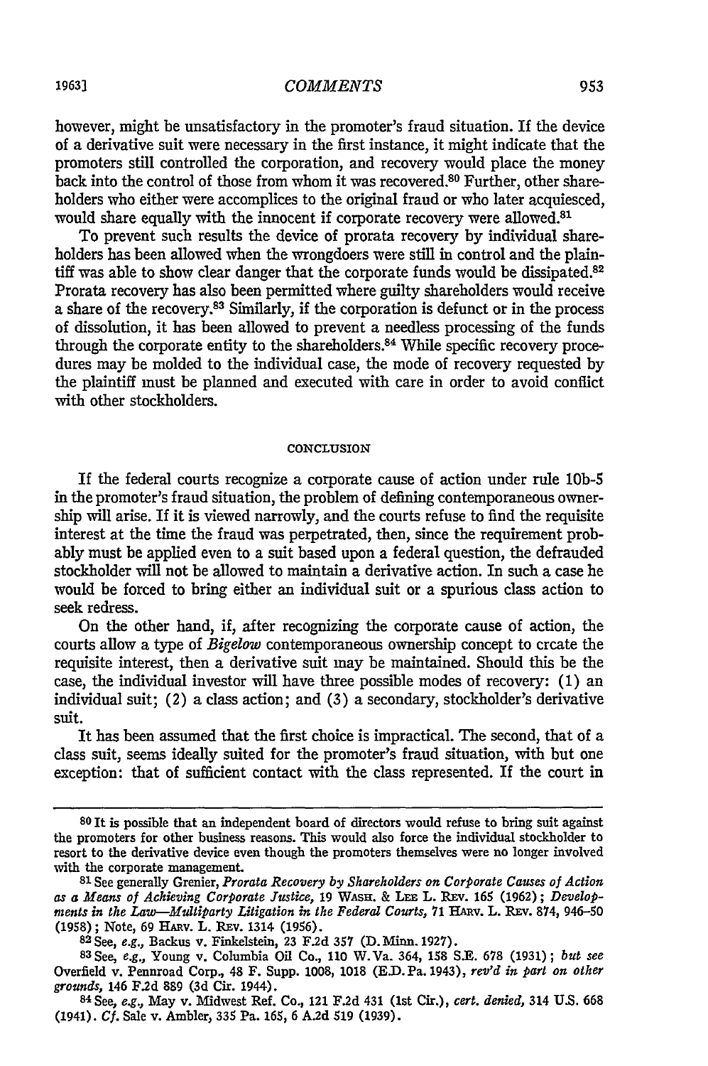however, might be unsatisfactory in the promoter's fraud situation. If the device of a derivative suit were necessary in the first instance, it might indicate that the promoters still controlled the corporation, and recovery would place the money back into the control of those from whom it was recovered.[80] Further, other shareholders who either were accomplices to the original fraud or who later acquiesced, would share equally with the innocent if corporate recovery were allowed.[81]

To prevent such results the device of prorata recovery by individual shareholders has been allowed when the wrongdoers were still in control and the plaintiff was able to show clear danger that the corporate funds would be dissipated.[82] Prorata recovery has also been permitted where guilty shareholders would receive a share of the recovery.[83] Similarly, if the corporation is defunct or in the process of dissolution, it has been allowed to prevent a needless processing of the funds through the corporate entity to the shareholders.[84] While specific recovery procedures may be molded to the individual case, the mode of recovery requested by the plaintiff must be planned and executed with care in order to avoid conflict with other stockholders.

## CONCLUSION

If the federal courts recognize a corporate cause of action under rule 10b-5 in the promoter's fraud situation, the problem of defining contemporaneous ownership will arise. If it is viewed narrowly, and the courts refuse to find the requisite interest at the time the fraud was perpetrated, then, since the requirement probably must be applied even to a suit based upon a federal question, the defrauded stockholder will not be allowed to maintain a derivative action. In such a case he would be forced to bring either an individual suit or a spurious class action to seek redress.

On the other hand, if, after recognizing the corporate cause of action, the courts allow a type of *Bigelow* contemporaneous ownership concept to create the requisite interest, then a derivative suit may be maintained. Should this be the case, the individual investor will have three possible modes of recovery: (1) an individual suit; (2) a class action; and (3) a secondary, stockholder's derivative suit.

It has been assumed that the first choice is impractical. The second, that of a class suit, seems ideally suited for the promoter's fraud situation, with but one exception: that of sufficient contact with the class represented. If the court in

---

[80] It is possible that an independent board of directors would refuse to bring suit against the promoters for other business reasons. This would also force the individual stockholder to resort to the derivative device even though the promoters themselves were no longer involved with the corporate management.

[81] See generally Grenier, *Prorata Recovery by Shareholders on Corporate Causes of Action as a Means of Achieving Corporate Justice,* 19 WASH. & LEE L. REV. 165 (1962); *Developments in the Law—Multiparty Litigation in the Federal Courts,* 71 HARV. L. REV. 874, 946–50 (1958); Note, 69 HARV. L. REV. 1314 (1956).

[82] See, *e.g.,* Backus v. Finkelstein, 23 F.2d 357 (D. Minn. 1927).

[83] See, *e.g.,* Young v. Columbia Oil Co., 110 W. Va. 364, 158 S.E. 678 (1931); *but see* Overfield v. Pennroad Corp., 48 F. Supp. 1008, 1018 (E.D. Pa. 1943), *rev'd in part on other grounds,* 146 F.2d 889 (3d Cir. 1944).

[84] See, *e.g.,* May v. Midwest Ref. Co., 121 F.2d 431 (1st Cir.), *cert. denied,* 314 U.S. 668 (1941). *Cf.* Sale v. Ambler, 335 Pa. 165, 6 A.2d 519 (1939).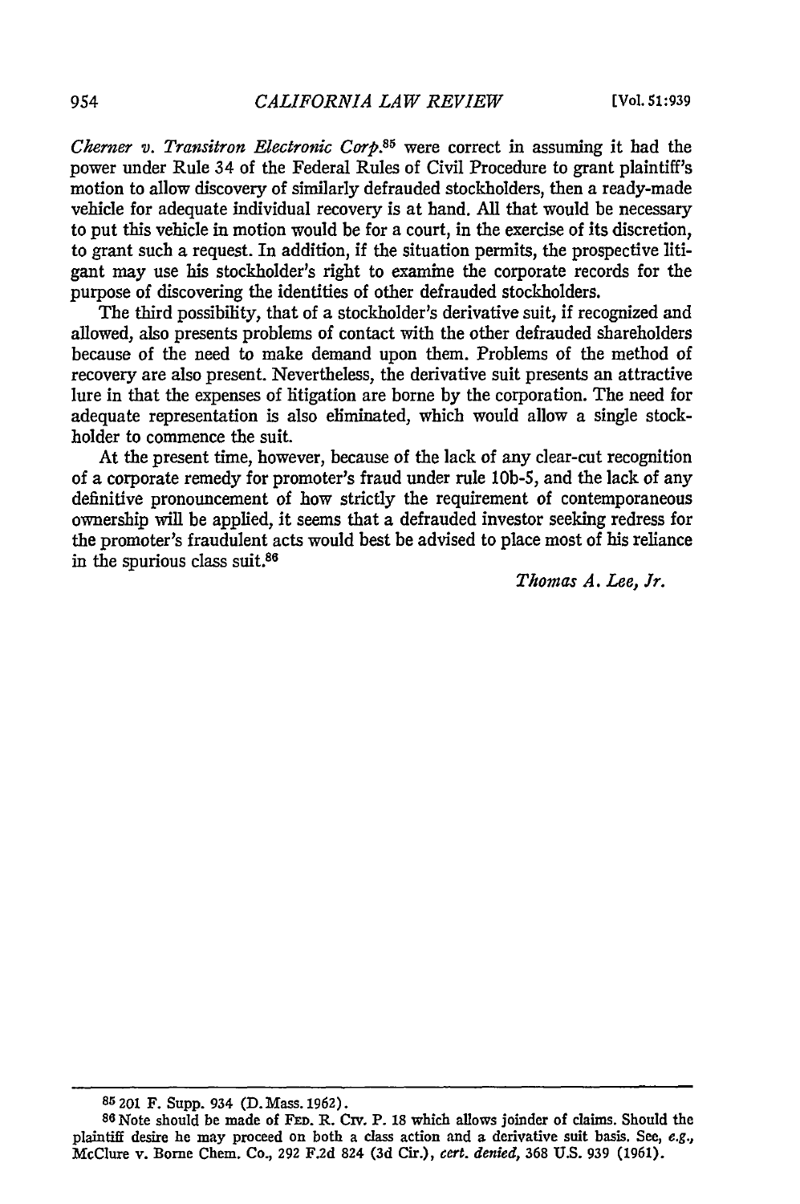*Cherner v. Transitron Electronic Corp.*[85] were correct in assuming it had the power under Rule 34 of the Federal Rules of Civil Procedure to grant plaintiff's motion to allow discovery of similarly defrauded stockholders, then a ready-made vehicle for adequate individual recovery is at hand. All that would be necessary to put this vehicle in motion would be for a court, in the exercise of its discretion, to grant such a request. In addition, if the situation permits, the prospective litigant may use his stockholder's right to examine the corporate records for the purpose of discovering the identities of other defrauded stockholders.

The third possibility, that of a stockholder's derivative suit, if recognized and allowed, also presents problems of contact with the other defrauded shareholders because of the need to make demand upon them. Problems of the method of recovery are also present. Nevertheless, the derivative suit presents an attractive lure in that the expenses of litigation are borne by the corporation. The need for adequate representation is also eliminated, which would allow a single stockholder to commence the suit.

At the present time, however, because of the lack of any clear-cut recognition of a corporate remedy for promoter's fraud under rule 10b-5, and the lack of any definitive pronouncement of how strictly the requirement of contemporaneous ownership will be applied, it seems that a defrauded investor seeking redress for the promoter's fraudulent acts would best be advised to place most of his reliance in the spurious class suit.[86]

*Thomas A. Lee, Jr.*

---

[85] 201 F. Supp. 934 (D. Mass. 1962).

[86] Note should be made of FED. R. CIV. P. 18 which allows joinder of claims. Should the plaintiff desire he may proceed on both a class action and a derivative suit basis. See, *e.g.*, McClure v. Borne Chem. Co., 292 F.2d 824 (3d Cir.), *cert. denied*, 368 U.S. 939 (1961).